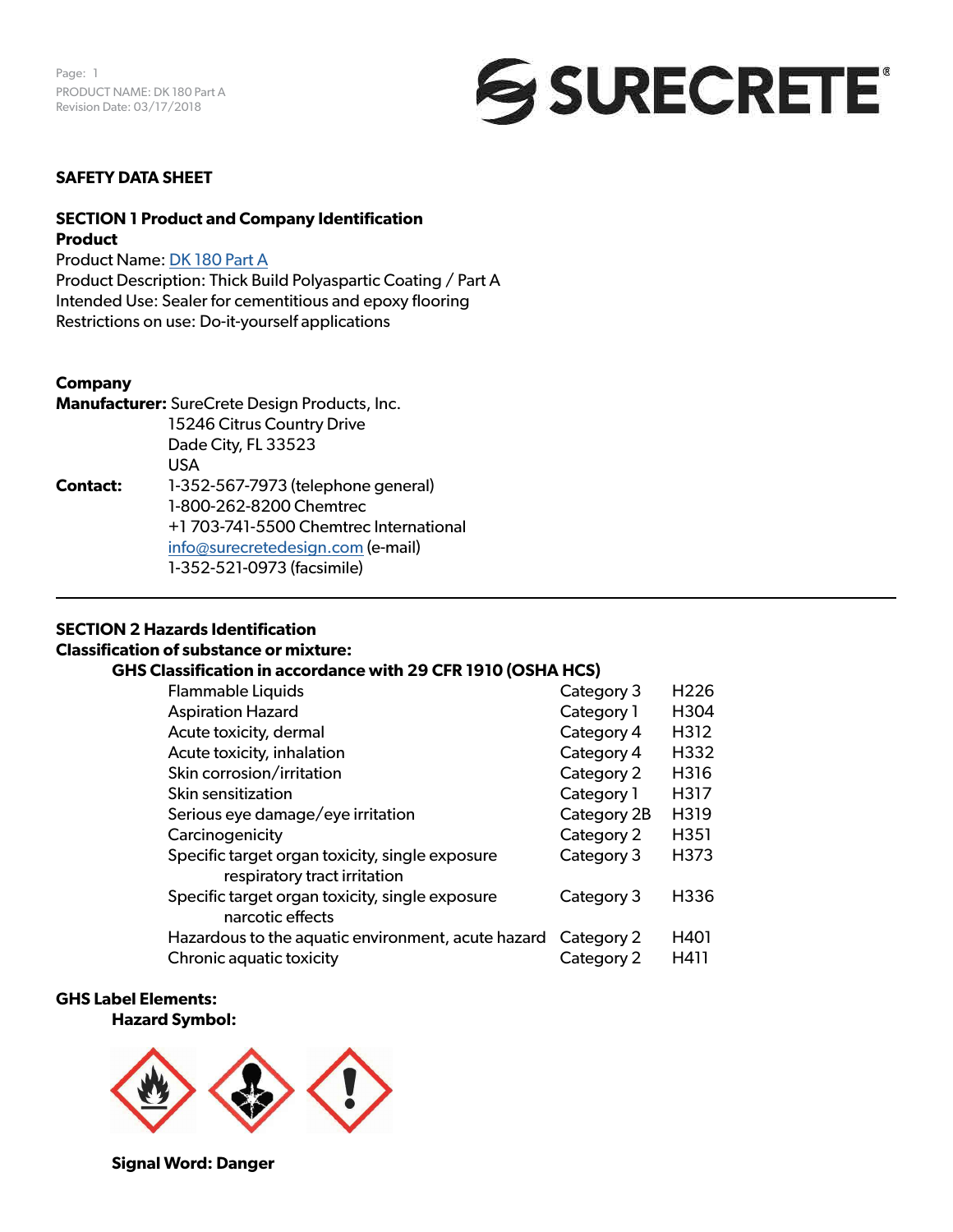# SAFETY DATA SHEET

## SECTION 1 Product and Company Identification

**Product**

Product Name: DK 180 Part A
Product Description: Thick Build Polyaspartic Coating / Part A
Intended Use: Sealer for cementitious and epoxy flooring
Restrictions on use: Do-it-yourself applications

**Company**

**Manufacturer:** SureCrete Design Products, Inc.
15246 Citrus Country Drive
Dade City, FL 33523
USA

**Contact:** 1-352-567-7973 (telephone general)
1-800-262-8200 Chemtrec
+1 703-741-5500 Chemtrec International
info@surecretedesign.com (e-mail)
1-352-521-0973 (facsimile)

---

## SECTION 2 Hazards Identification

**Classification of substance or mixture:**

**GHS Classification in accordance with 29 CFR 1910 (OSHA HCS)**

| | | |
|---|---|---|
| Flammable Liquids | Category 3 | H226 |
| Aspiration Hazard | Category 1 | H304 |
| Acute toxicity, dermal | Category 4 | H312 |
| Acute toxicity, inhalation | Category 4 | H332 |
| Skin corrosion/irritation | Category 2 | H316 |
| Skin sensitization | Category 1 | H317 |
| Serious eye damage/eye irritation | Category 2B | H319 |
| Carcinogenicity | Category 2 | H351 |
| Specific target organ toxicity, single exposure respiratory tract irritation | Category 3 | H373 |
| Specific target organ toxicity, single exposure narcotic effects | Category 3 | H336 |
| Hazardous to the aquatic environment, acute hazard | Category 2 | H401 |
| Chronic aquatic toxicity | Category 2 | H411 |

**GHS Label Elements:**

**Hazard Symbol:**

**Signal Word: Danger**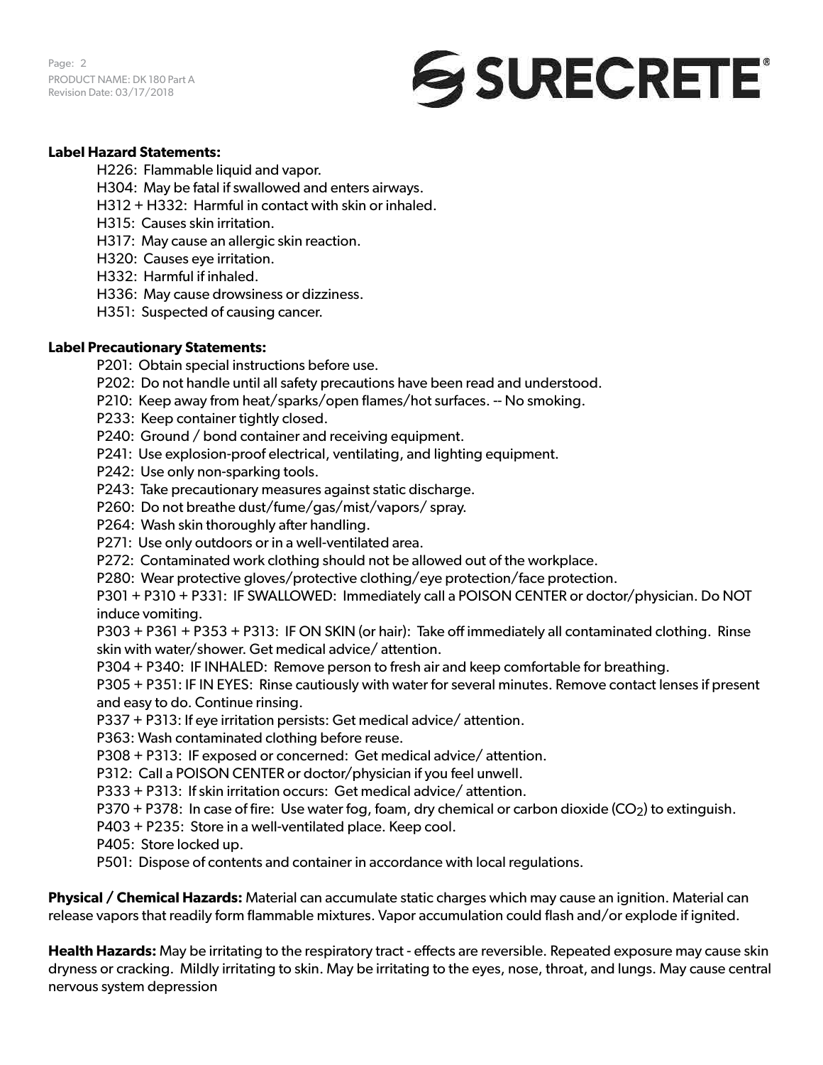**Label Hazard Statements:**

H226: Flammable liquid and vapor.
H304: May be fatal if swallowed and enters airways.
H312 + H332: Harmful in contact with skin or inhaled.
H315: Causes skin irritation.
H317: May cause an allergic skin reaction.
H320: Causes eye irritation.
H332: Harmful if inhaled.
H336: May cause drowsiness or dizziness.
H351: Suspected of causing cancer.

**Label Precautionary Statements:**

P201: Obtain special instructions before use.
P202: Do not handle until all safety precautions have been read and understood.
P210: Keep away from heat/sparks/open flames/hot surfaces. -- No smoking.
P233: Keep container tightly closed.
P240: Ground / bond container and receiving equipment.
P241: Use explosion-proof electrical, ventilating, and lighting equipment.
P242: Use only non-sparking tools.
P243: Take precautionary measures against static discharge.
P260: Do not breathe dust/fume/gas/mist/vapors/ spray.
P264: Wash skin thoroughly after handling.
P271: Use only outdoors or in a well-ventilated area.
P272: Contaminated work clothing should not be allowed out of the workplace.
P280: Wear protective gloves/protective clothing/eye protection/face protection.
P301 + P310 + P331: IF SWALLOWED: Immediately call a POISON CENTER or doctor/physician. Do NOT induce vomiting.
P303 + P361 + P353 + P313: IF ON SKIN (or hair): Take off immediately all contaminated clothing. Rinse skin with water/shower. Get medical advice/ attention.
P304 + P340: IF INHALED: Remove person to fresh air and keep comfortable for breathing.
P305 + P351: IF IN EYES: Rinse cautiously with water for several minutes. Remove contact lenses if present and easy to do. Continue rinsing.
P337 + P313: If eye irritation persists: Get medical advice/ attention.
P363: Wash contaminated clothing before reuse.
P308 + P313: IF exposed or concerned: Get medical advice/ attention.
P312: Call a POISON CENTER or doctor/physician if you feel unwell.
P333 + P313: If skin irritation occurs: Get medical advice/ attention.
P370 + P378: In case of fire: Use water fog, foam, dry chemical or carbon dioxide ($CO_2$) to extinguish.
P403 + P235: Store in a well-ventilated place. Keep cool.
P405: Store locked up.
P501: Dispose of contents and container in accordance with local regulations.

**Physical / Chemical Hazards:** Material can accumulate static charges which may cause an ignition. Material can release vapors that readily form flammable mixtures. Vapor accumulation could flash and/or explode if ignited.

**Health Hazards:** May be irritating to the respiratory tract - effects are reversible. Repeated exposure may cause skin dryness or cracking. Mildly irritating to skin. May be irritating to the eyes, nose, throat, and lungs. May cause central nervous system depression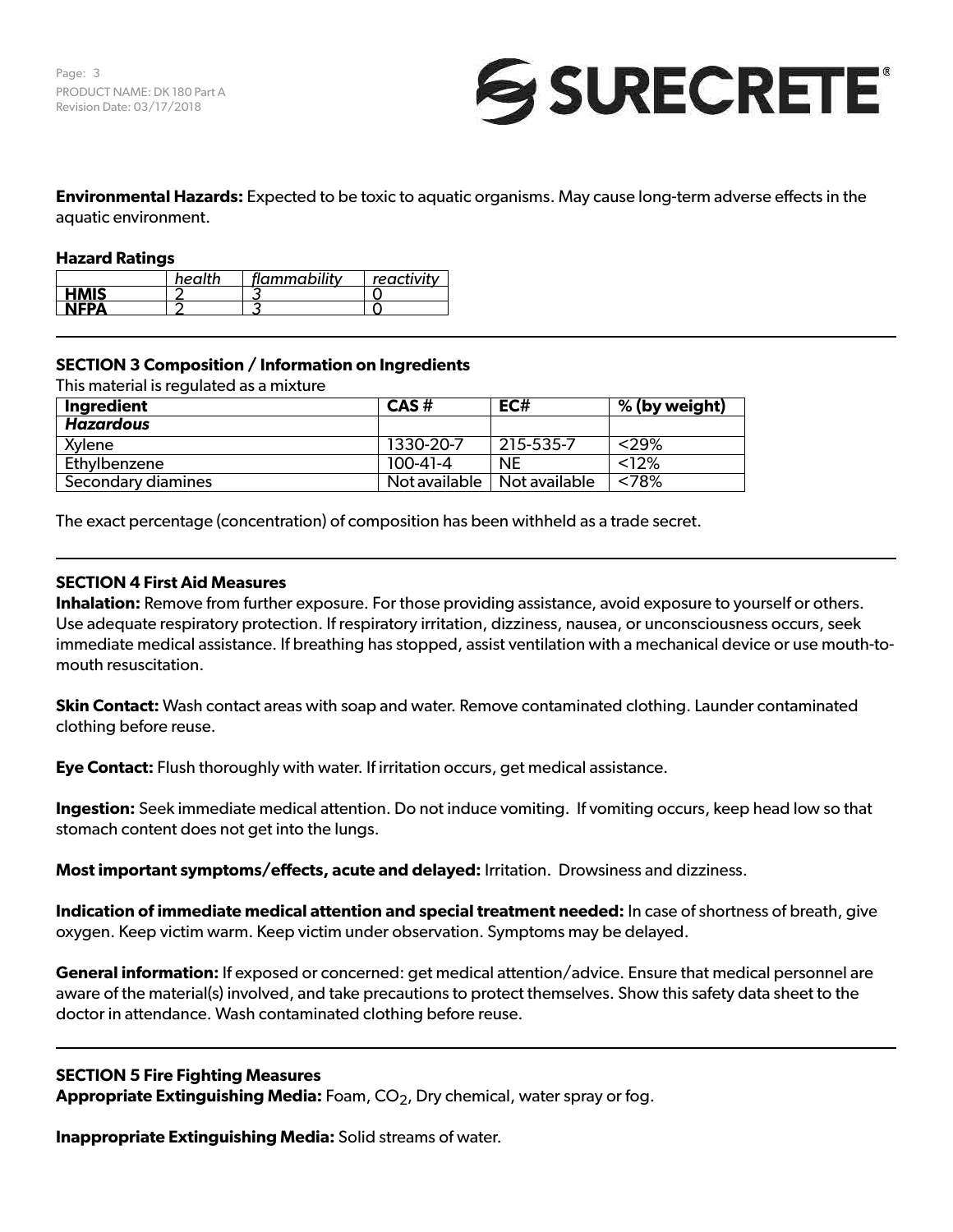**Environmental Hazards:** Expected to be toxic to aquatic organisms. May cause long-term adverse effects in the aquatic environment.

**Hazard Ratings**

| | *health* | *flammability* | *reactivity* |
|---|---|---|---|
| **HMIS** | 2 | 3 | 0 |
| **NFPA** | 2 | 3 | 0 |

## SECTION 3 Composition / Information on Ingredients

This material is regulated as a mixture

| Ingredient | CAS # | EC# | % (by weight) |
|---|---|---|---|
| ***Hazardous*** | | | |
| Xylene | 1330-20-7 | 215-535-7 | <29% |
| Ethylbenzene | 100-41-4 | NE | <12% |
| Secondary diamines | Not available | Not available | <78% |

The exact percentage (concentration) of composition has been withheld as a trade secret.

## SECTION 4 First Aid Measures

**Inhalation:** Remove from further exposure. For those providing assistance, avoid exposure to yourself or others. Use adequate respiratory protection. If respiratory irritation, dizziness, nausea, or unconsciousness occurs, seek immediate medical assistance. If breathing has stopped, assist ventilation with a mechanical device or use mouth-to-mouth resuscitation.

**Skin Contact:** Wash contact areas with soap and water. Remove contaminated clothing. Launder contaminated clothing before reuse.

**Eye Contact:** Flush thoroughly with water. If irritation occurs, get medical assistance.

**Ingestion:** Seek immediate medical attention. Do not induce vomiting. If vomiting occurs, keep head low so that stomach content does not get into the lungs.

**Most important symptoms/effects, acute and delayed:** Irritation. Drowsiness and dizziness.

**Indication of immediate medical attention and special treatment needed:** In case of shortness of breath, give oxygen. Keep victim warm. Keep victim under observation. Symptoms may be delayed.

**General information:** If exposed or concerned: get medical attention/advice. Ensure that medical personnel are aware of the material(s) involved, and take precautions to protect themselves. Show this safety data sheet to the doctor in attendance. Wash contaminated clothing before reuse.

## SECTION 5 Fire Fighting Measures

**Appropriate Extinguishing Media:** Foam, $CO_2$, Dry chemical, water spray or fog.

**Inappropriate Extinguishing Media:** Solid streams of water.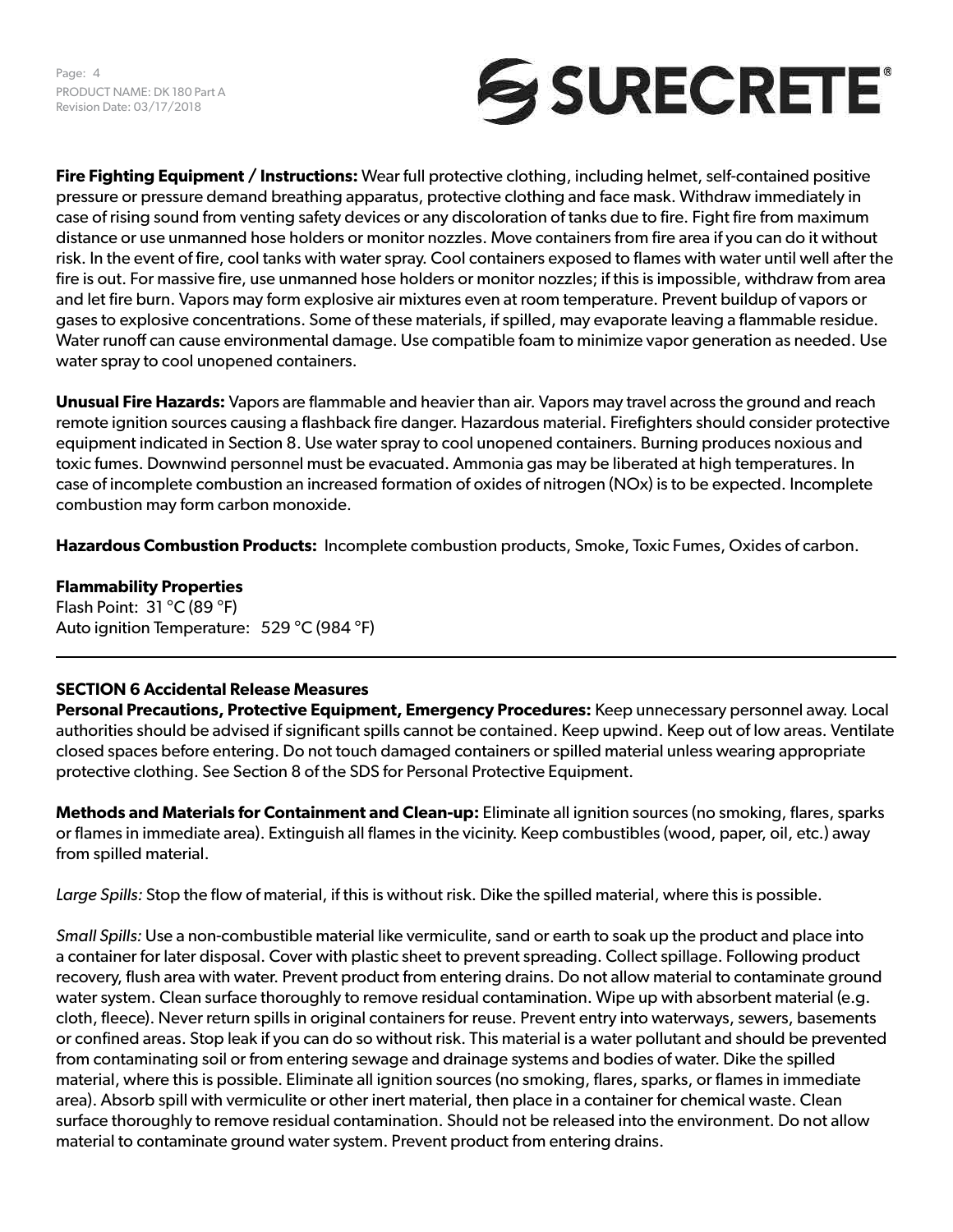**Fire Fighting Equipment / Instructions:** Wear full protective clothing, including helmet, self-contained positive pressure or pressure demand breathing apparatus, protective clothing and face mask. Withdraw immediately in case of rising sound from venting safety devices or any discoloration of tanks due to fire. Fight fire from maximum distance or use unmanned hose holders or monitor nozzles. Move containers from fire area if you can do it without risk. In the event of fire, cool tanks with water spray. Cool containers exposed to flames with water until well after the fire is out. For massive fire, use unmanned hose holders or monitor nozzles; if this is impossible, withdraw from area and let fire burn. Vapors may form explosive air mixtures even at room temperature. Prevent buildup of vapors or gases to explosive concentrations. Some of these materials, if spilled, may evaporate leaving a flammable residue. Water runoff can cause environmental damage. Use compatible foam to minimize vapor generation as needed. Use water spray to cool unopened containers.

**Unusual Fire Hazards:** Vapors are flammable and heavier than air. Vapors may travel across the ground and reach remote ignition sources causing a flashback fire danger. Hazardous material. Firefighters should consider protective equipment indicated in Section 8. Use water spray to cool unopened containers. Burning produces noxious and toxic fumes. Downwind personnel must be evacuated. Ammonia gas may be liberated at high temperatures. In case of incomplete combustion an increased formation of oxides of nitrogen (NOx) is to be expected. Incomplete combustion may form carbon monoxide.

**Hazardous Combustion Products:** Incomplete combustion products, Smoke, Toxic Fumes, Oxides of carbon.

**Flammability Properties**
Flash Point: 31 °C (89 °F)
Auto ignition Temperature: 529 °C (984 °F)

---

## SECTION 6 Accidental Release Measures

**Personal Precautions, Protective Equipment, Emergency Procedures:** Keep unnecessary personnel away. Local authorities should be advised if significant spills cannot be contained. Keep upwind. Keep out of low areas. Ventilate closed spaces before entering. Do not touch damaged containers or spilled material unless wearing appropriate protective clothing. See Section 8 of the SDS for Personal Protective Equipment.

**Methods and Materials for Containment and Clean-up:** Eliminate all ignition sources (no smoking, flares, sparks or flames in immediate area). Extinguish all flames in the vicinity. Keep combustibles (wood, paper, oil, etc.) away from spilled material.

*Large Spills:* Stop the flow of material, if this is without risk. Dike the spilled material, where this is possible.

*Small Spills:* Use a non-combustible material like vermiculite, sand or earth to soak up the product and place into a container for later disposal. Cover with plastic sheet to prevent spreading. Collect spillage. Following product recovery, flush area with water. Prevent product from entering drains. Do not allow material to contaminate ground water system. Clean surface thoroughly to remove residual contamination. Wipe up with absorbent material (e.g. cloth, fleece). Never return spills in original containers for reuse. Prevent entry into waterways, sewers, basements or confined areas. Stop leak if you can do so without risk. This material is a water pollutant and should be prevented from contaminating soil or from entering sewage and drainage systems and bodies of water. Dike the spilled material, where this is possible. Eliminate all ignition sources (no smoking, flares, sparks, or flames in immediate area). Absorb spill with vermiculite or other inert material, then place in a container for chemical waste. Clean surface thoroughly to remove residual contamination. Should not be released into the environment. Do not allow material to contaminate ground water system. Prevent product from entering drains.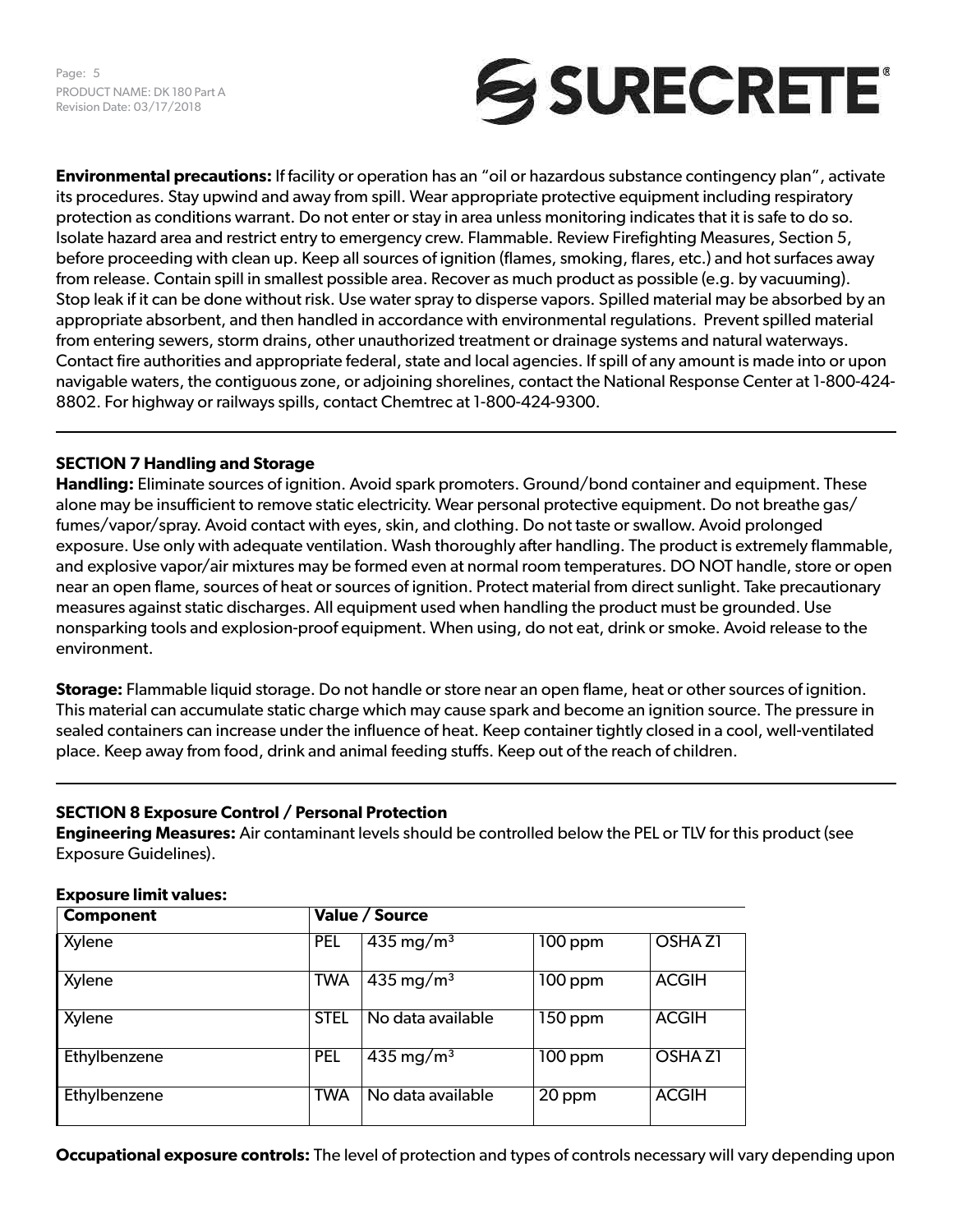**Environmental precautions:** If facility or operation has an "oil or hazardous substance contingency plan", activate its procedures. Stay upwind and away from spill. Wear appropriate protective equipment including respiratory protection as conditions warrant. Do not enter or stay in area unless monitoring indicates that it is safe to do so. Isolate hazard area and restrict entry to emergency crew. Flammable. Review Firefighting Measures, Section 5, before proceeding with clean up. Keep all sources of ignition (flames, smoking, flares, etc.) and hot surfaces away from release. Contain spill in smallest possible area. Recover as much product as possible (e.g. by vacuuming). Stop leak if it can be done without risk. Use water spray to disperse vapors. Spilled material may be absorbed by an appropriate absorbent, and then handled in accordance with environmental regulations. Prevent spilled material from entering sewers, storm drains, other unauthorized treatment or drainage systems and natural waterways. Contact fire authorities and appropriate federal, state and local agencies. If spill of any amount is made into or upon navigable waters, the contiguous zone, or adjoining shorelines, contact the National Response Center at 1-800-424-8802. For highway or railways spills, contact Chemtrec at 1-800-424-9300.

## SECTION 7 Handling and Storage

**Handling:** Eliminate sources of ignition. Avoid spark promoters. Ground/bond container and equipment. These alone may be insufficient to remove static electricity. Wear personal protective equipment. Do not breathe gas/fumes/vapor/spray. Avoid contact with eyes, skin, and clothing. Do not taste or swallow. Avoid prolonged exposure. Use only with adequate ventilation. Wash thoroughly after handling. The product is extremely flammable, and explosive vapor/air mixtures may be formed even at normal room temperatures. DO NOT handle, store or open near an open flame, sources of heat or sources of ignition. Protect material from direct sunlight. Take precautionary measures against static discharges. All equipment used when handling the product must be grounded. Use nonsparking tools and explosion-proof equipment. When using, do not eat, drink or smoke. Avoid release to the environment.

**Storage:** Flammable liquid storage. Do not handle or store near an open flame, heat or other sources of ignition. This material can accumulate static charge which may cause spark and become an ignition source. The pressure in sealed containers can increase under the influence of heat. Keep container tightly closed in a cool, well-ventilated place. Keep away from food, drink and animal feeding stuffs. Keep out of the reach of children.

## SECTION 8 Exposure Control / Personal Protection

**Engineering Measures:** Air contaminant levels should be controlled below the PEL or TLV for this product (see Exposure Guidelines).

**Exposure limit values:**

| Component | Value / Source | | | |
|---|---|---|---|---|
| Xylene | PEL | 435 mg/m³ | 100 ppm | OSHA Z1 |
| Xylene | TWA | 435 mg/m³ | 100 ppm | ACGIH |
| Xylene | STEL | No data available | 150 ppm | ACGIH |
| Ethylbenzene | PEL | 435 mg/m³ | 100 ppm | OSHA Z1 |
| Ethylbenzene | TWA | No data available | 20 ppm | ACGIH |

**Occupational exposure controls:** The level of protection and types of controls necessary will vary depending upon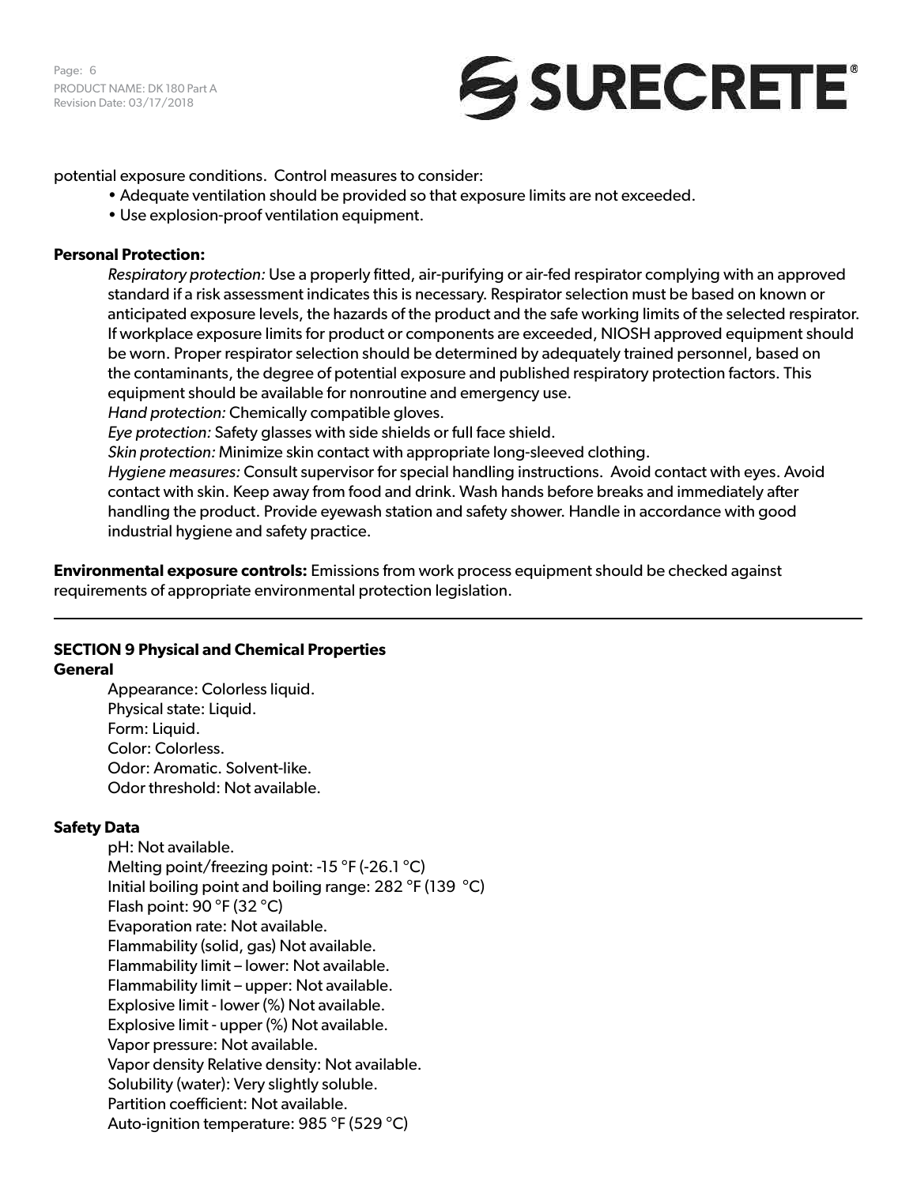potential exposure conditions. Control measures to consider:

- Adequate ventilation should be provided so that exposure limits are not exceeded.
- Use explosion-proof ventilation equipment.

**Personal Protection:**

*Respiratory protection:* Use a properly fitted, air-purifying or air-fed respirator complying with an approved standard if a risk assessment indicates this is necessary. Respirator selection must be based on known or anticipated exposure levels, the hazards of the product and the safe working limits of the selected respirator. If workplace exposure limits for product or components are exceeded, NIOSH approved equipment should be worn. Proper respirator selection should be determined by adequately trained personnel, based on the contaminants, the degree of potential exposure and published respiratory protection factors. This equipment should be available for nonroutine and emergency use.
*Hand protection:* Chemically compatible gloves.
*Eye protection:* Safety glasses with side shields or full face shield.
*Skin protection:* Minimize skin contact with appropriate long-sleeved clothing.
*Hygiene measures:* Consult supervisor for special handling instructions. Avoid contact with eyes. Avoid contact with skin. Keep away from food and drink. Wash hands before breaks and immediately after handling the product. Provide eyewash station and safety shower. Handle in accordance with good industrial hygiene and safety practice.

**Environmental exposure controls:** Emissions from work process equipment should be checked against requirements of appropriate environmental protection legislation.

---

## SECTION 9 Physical and Chemical Properties

**General**

Appearance: Colorless liquid.
Physical state: Liquid.
Form: Liquid.
Color: Colorless.
Odor: Aromatic. Solvent-like.
Odor threshold: Not available.

**Safety Data**

pH: Not available.
Melting point/freezing point: -15 °F (-26.1 °C)
Initial boiling point and boiling range: 282 °F (139 °C)
Flash point: 90 °F (32 °C)
Evaporation rate: Not available.
Flammability (solid, gas) Not available.
Flammability limit – lower: Not available.
Flammability limit – upper: Not available.
Explosive limit - lower (%) Not available.
Explosive limit - upper (%) Not available.
Vapor pressure: Not available.
Vapor density Relative density: Not available.
Solubility (water): Very slightly soluble.
Partition coefficient: Not available.
Auto-ignition temperature: 985 °F (529 °C)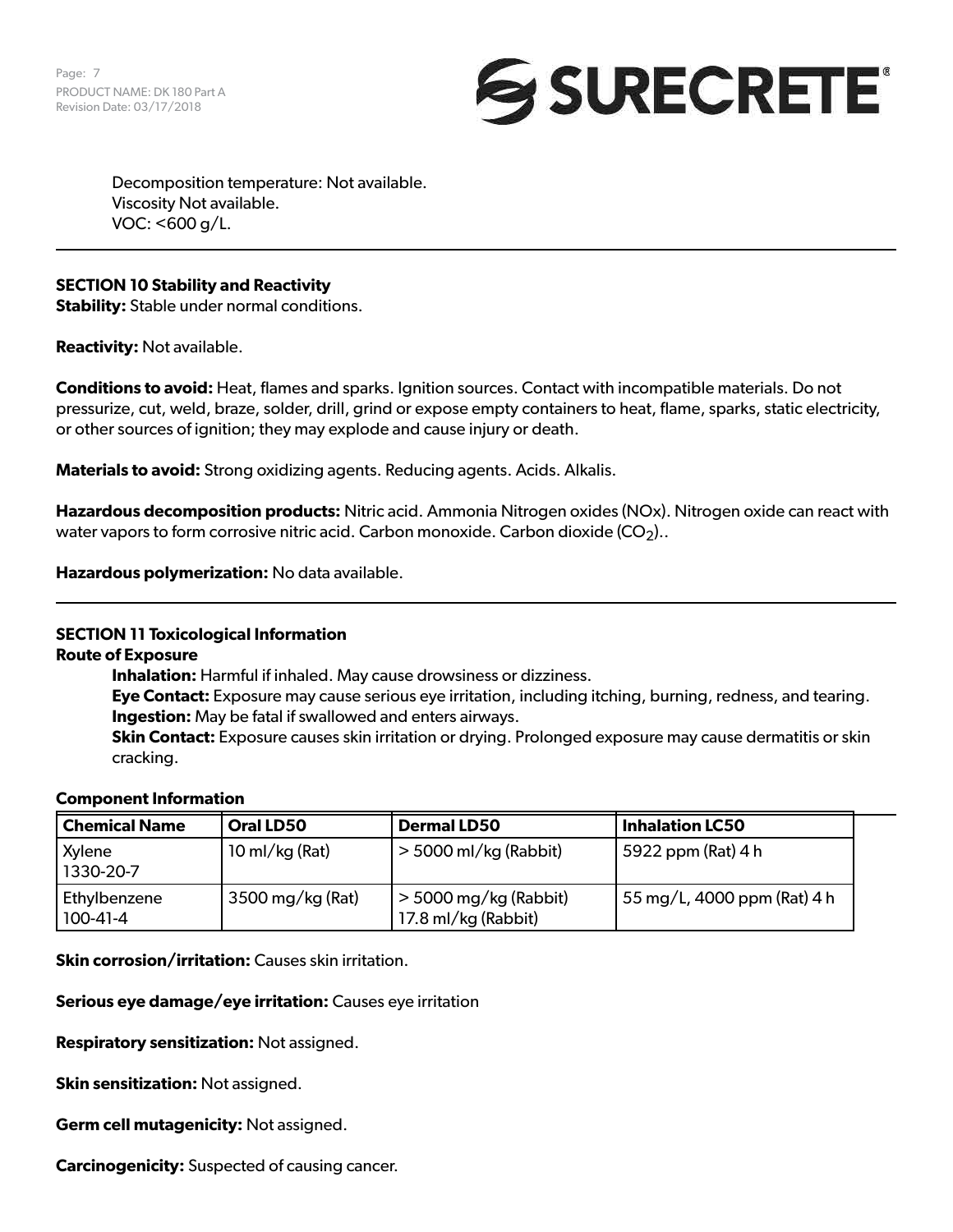Decomposition temperature: Not available.
Viscosity Not available.
VOC: <600 g/L.

---

**SECTION 10 Stability and Reactivity**

**Stability:** Stable under normal conditions.

**Reactivity:** Not available.

**Conditions to avoid:** Heat, flames and sparks. Ignition sources. Contact with incompatible materials. Do not pressurize, cut, weld, braze, solder, drill, grind or expose empty containers to heat, flame, sparks, static electricity, or other sources of ignition; they may explode and cause injury or death.

**Materials to avoid:** Strong oxidizing agents. Reducing agents. Acids. Alkalis.

**Hazardous decomposition products:** Nitric acid. Ammonia Nitrogen oxides (NOx). Nitrogen oxide can react with water vapors to form corrosive nitric acid. Carbon monoxide. Carbon dioxide ($CO_2$)..

**Hazardous polymerization:** No data available.

---

**SECTION 11 Toxicological Information**

**Route of Exposure**

**Inhalation:** Harmful if inhaled. May cause drowsiness or dizziness.
**Eye Contact:** Exposure may cause serious eye irritation, including itching, burning, redness, and tearing.
**Ingestion:** May be fatal if swallowed and enters airways.
**Skin Contact:** Exposure causes skin irritation or drying. Prolonged exposure may cause dermatitis or skin cracking.

**Component Information**

| Chemical Name | Oral LD50 | Dermal LD50 | Inhalation LC50 |
|---|---|---|---|
| Xylene 1330-20-7 | 10 ml/kg (Rat) | > 5000 ml/kg (Rabbit) | 5922 ppm (Rat) 4 h |
| Ethylbenzene 100-41-4 | 3500 mg/kg (Rat) | > 5000 mg/kg (Rabbit) 17.8 ml/kg (Rabbit) | 55 mg/L, 4000 ppm (Rat) 4 h |

**Skin corrosion/irritation:** Causes skin irritation.

**Serious eye damage/eye irritation:** Causes eye irritation

**Respiratory sensitization:** Not assigned.

**Skin sensitization:** Not assigned.

**Germ cell mutagenicity:** Not assigned.

**Carcinogenicity:** Suspected of causing cancer.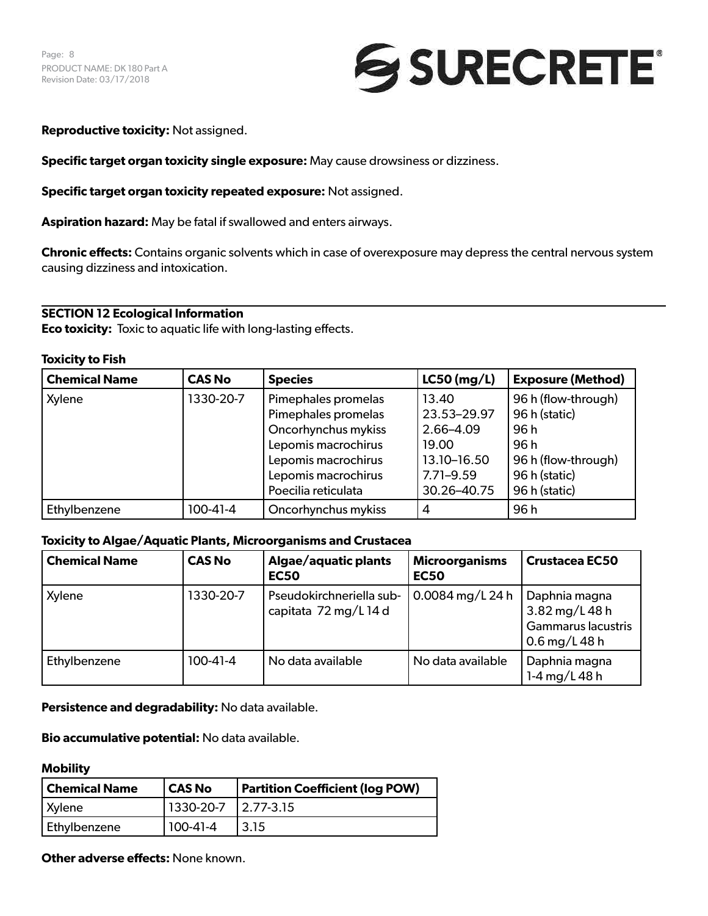**Reproductive toxicity:** Not assigned.

**Specific target organ toxicity single exposure:** May cause drowsiness or dizziness.

**Specific target organ toxicity repeated exposure:** Not assigned.

**Aspiration hazard:** May be fatal if swallowed and enters airways.

**Chronic effects:** Contains organic solvents which in case of overexposure may depress the central nervous system causing dizziness and intoxication.

## SECTION 12 Ecological Information

**Eco toxicity:** Toxic to aquatic life with long-lasting effects.

**Toxicity to Fish**

| Chemical Name | CAS No | Species | LC50 (mg/L) | Exposure (Method) |
|---|---|---|---|---|
| Xylene | 1330-20-7 | Pimephales promelas<br>Pimephales promelas<br>Oncorhynchus mykiss<br>Lepomis macrochirus<br>Lepomis macrochirus<br>Lepomis macrochirus<br>Poecilia reticulata | 13.40<br>23.53–29.97<br>2.66–4.09<br>19.00<br>13.10–16.50<br>7.71–9.59<br>30.26–40.75 | 96 h (flow-through)<br>96 h (static)<br>96 h<br>96 h<br>96 h (flow-through)<br>96 h (static)<br>96 h (static) |
| Ethylbenzene | 100-41-4 | Oncorhynchus mykiss | 4 | 96 h |

**Toxicity to Algae/Aquatic Plants, Microorganisms and Crustacea**

| Chemical Name | CAS No | Algae/aquatic plants EC50 | Microorganisms EC50 | Crustacea EC50 |
|---|---|---|---|---|
| Xylene | 1330-20-7 | Pseudokirchneriella subcapitata 72 mg/L 14 d | 0.0084 mg/L 24 h | Daphnia magna 3.82 mg/L 48 h<br>Gammarus lacustris 0.6 mg/L 48 h |
| Ethylbenzene | 100-41-4 | No data available | No data available | Daphnia magna 1-4 mg/L 48 h |

**Persistence and degradability:** No data available.

**Bio accumulative potential:** No data available.

**Mobility**

| Chemical Name | CAS No | Partition Coefficient (log POW) |
|---|---|---|
| Xylene | 1330-20-7 | 2.77-3.15 |
| Ethylbenzene | 100-41-4 | 3.15 |

**Other adverse effects:** None known.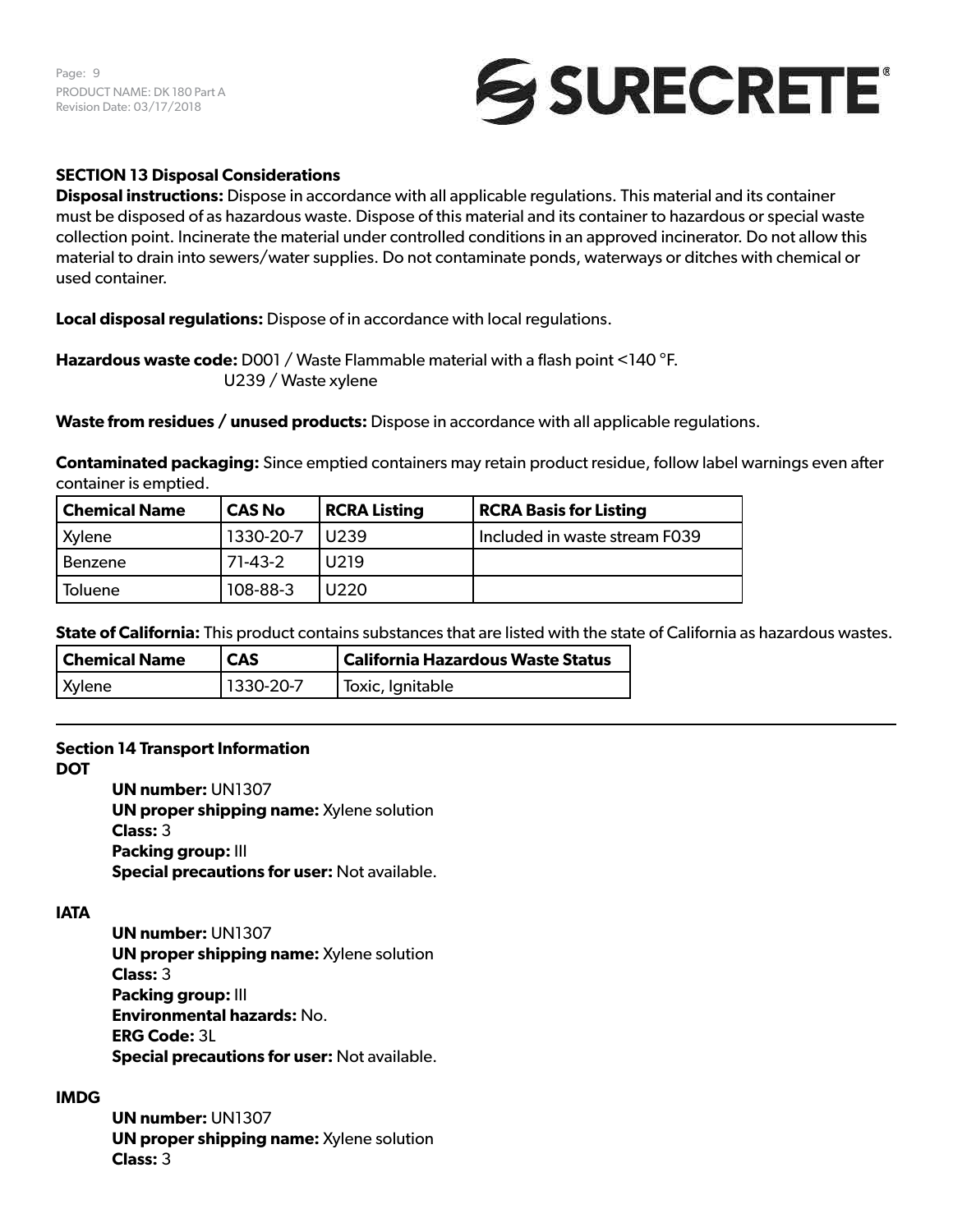## SECTION 13 Disposal Considerations

**Disposal instructions:** Dispose in accordance with all applicable regulations. This material and its container must be disposed of as hazardous waste. Dispose of this material and its container to hazardous or special waste collection point. Incinerate the material under controlled conditions in an approved incinerator. Do not allow this material to drain into sewers/water supplies. Do not contaminate ponds, waterways or ditches with chemical or used container.

**Local disposal regulations:** Dispose of in accordance with local regulations.

**Hazardous waste code:** D001 / Waste Flammable material with a flash point <140 °F.
U239 / Waste xylene

**Waste from residues / unused products:** Dispose in accordance with all applicable regulations.

**Contaminated packaging:** Since emptied containers may retain product residue, follow label warnings even after container is emptied.

| Chemical Name | CAS No | RCRA Listing | RCRA Basis for Listing |
|---|---|---|---|
| Xylene | 1330-20-7 | U239 | Included in waste stream F039 |
| Benzene | 71-43-2 | U219 | |
| Toluene | 108-88-3 | U220 | |

**State of California:** This product contains substances that are listed with the state of California as hazardous wastes.

| Chemical Name | CAS | California Hazardous Waste Status |
|---|---|---|
| Xylene | 1330-20-7 | Toxic, Ignitable |

---

## Section 14 Transport Information

**DOT**

**UN number:** UN1307
**UN proper shipping name:** Xylene solution
**Class:** 3
**Packing group:** III
**Special precautions for user:** Not available.

**IATA**

**UN number:** UN1307
**UN proper shipping name:** Xylene solution
**Class:** 3
**Packing group:** III
**Environmental hazards:** No.
**ERG Code:** 3L
**Special precautions for user:** Not available.

**IMDG**

**UN number:** UN1307
**UN proper shipping name:** Xylene solution
**Class:** 3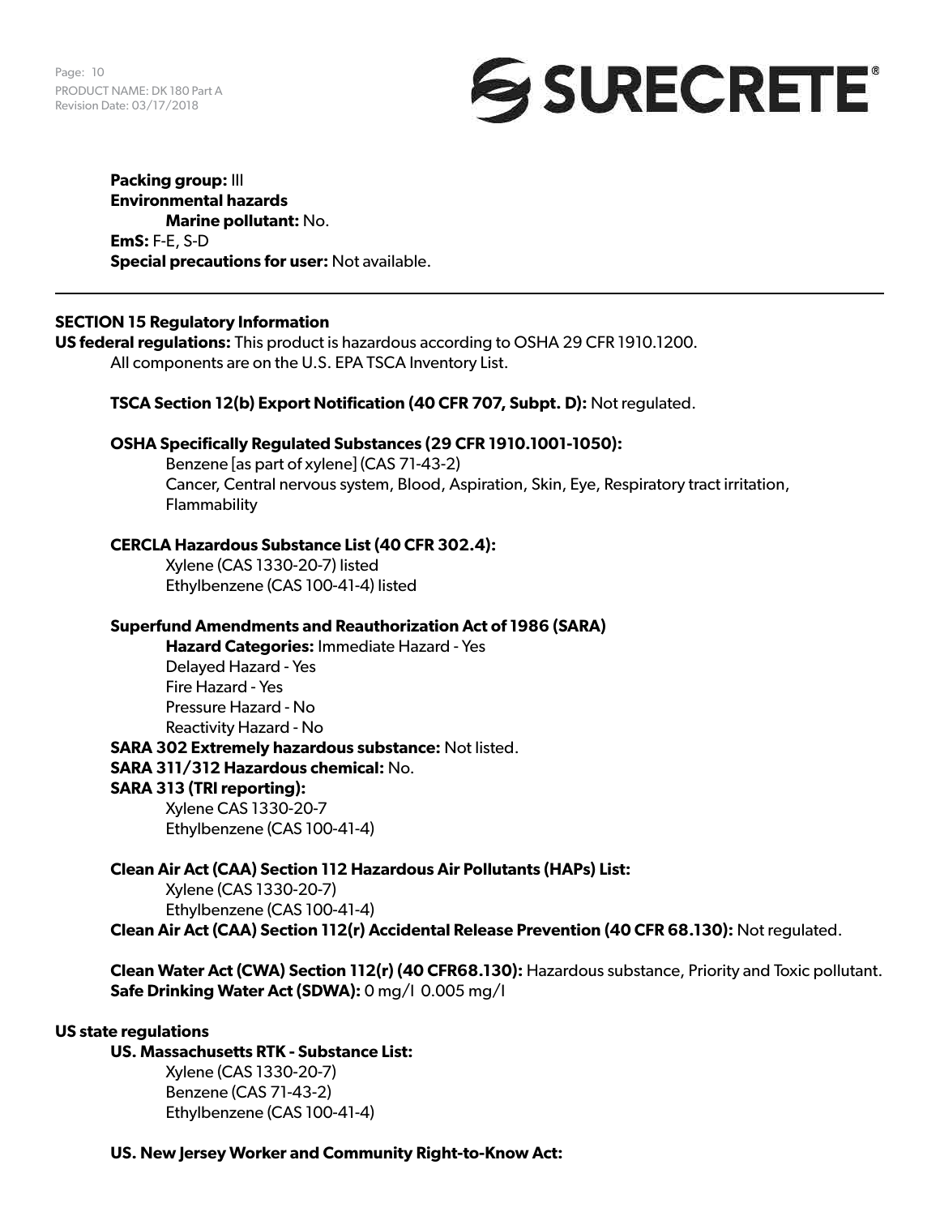**Packing group:** III

**Environmental hazards**

**Marine pollutant:** No.

**EmS:** F-E, S-D

**Special precautions for user:** Not available.

---

## SECTION 15 Regulatory Information

**US federal regulations:** This product is hazardous according to OSHA 29 CFR 1910.1200.
All components are on the U.S. EPA TSCA Inventory List.

**TSCA Section 12(b) Export Notification (40 CFR 707, Subpt. D):** Not regulated.

**OSHA Specifically Regulated Substances (29 CFR 1910.1001-1050):**
Benzene [as part of xylene] (CAS 71-43-2)
Cancer, Central nervous system, Blood, Aspiration, Skin, Eye, Respiratory tract irritation, Flammability

**CERCLA Hazardous Substance List (40 CFR 302.4):**
Xylene (CAS 1330-20-7) listed
Ethylbenzene (CAS 100-41-4) listed

**Superfund Amendments and Reauthorization Act of 1986 (SARA)**

**Hazard Categories:** Immediate Hazard - Yes
Delayed Hazard - Yes
Fire Hazard - Yes
Pressure Hazard - No
Reactivity Hazard - No

**SARA 302 Extremely hazardous substance:** Not listed.

**SARA 311/312 Hazardous chemical:** No.

**SARA 313 (TRI reporting):**
Xylene CAS 1330-20-7
Ethylbenzene (CAS 100-41-4)

**Clean Air Act (CAA) Section 112 Hazardous Air Pollutants (HAPs) List:**
Xylene (CAS 1330-20-7)
Ethylbenzene (CAS 100-41-4)

**Clean Air Act (CAA) Section 112(r) Accidental Release Prevention (40 CFR 68.130):** Not regulated.

**Clean Water Act (CWA) Section 112(r) (40 CFR68.130):** Hazardous substance, Priority and Toxic pollutant.

**Safe Drinking Water Act (SDWA):** 0 mg/l 0.005 mg/l

**US state regulations**

**US. Massachusetts RTK - Substance List:**
Xylene (CAS 1330-20-7)
Benzene (CAS 71-43-2)
Ethylbenzene (CAS 100-41-4)

**US. New Jersey Worker and Community Right-to-Know Act:**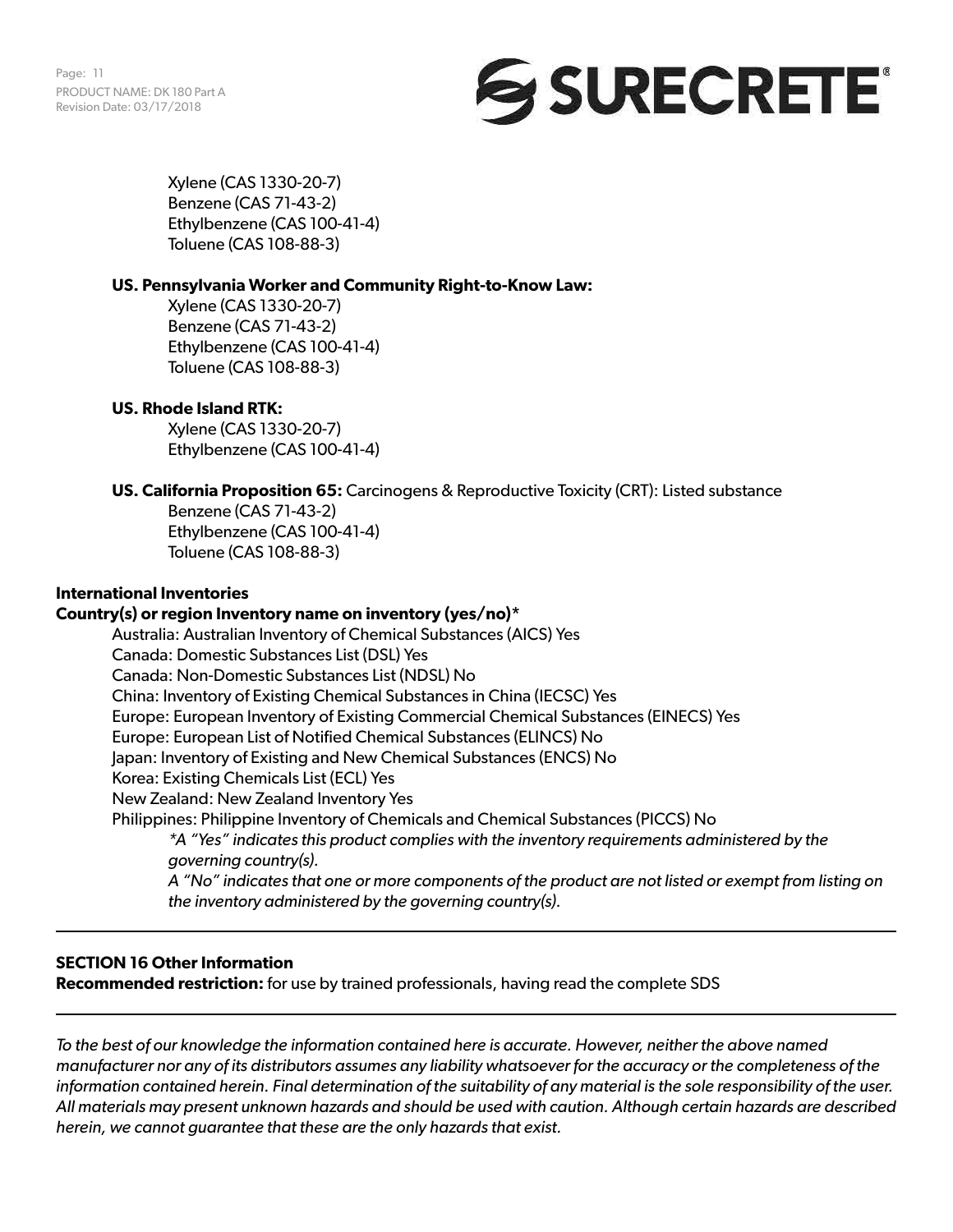Xylene (CAS 1330-20-7)
Benzene (CAS 71-43-2)
Ethylbenzene (CAS 100-41-4)
Toluene (CAS 108-88-3)

**US. Pennsylvania Worker and Community Right-to-Know Law:**

Xylene (CAS 1330-20-7)
Benzene (CAS 71-43-2)
Ethylbenzene (CAS 100-41-4)
Toluene (CAS 108-88-3)

**US. Rhode Island RTK:**

Xylene (CAS 1330-20-7)
Ethylbenzene (CAS 100-41-4)

**US. California Proposition 65:** Carcinogens & Reproductive Toxicity (CRT): Listed substance

Benzene (CAS 71-43-2)
Ethylbenzene (CAS 100-41-4)
Toluene (CAS 108-88-3)

**International Inventories**

**Country(s) or region Inventory name on inventory (yes/no)***

Australia: Australian Inventory of Chemical Substances (AICS) Yes
Canada: Domestic Substances List (DSL) Yes
Canada: Non-Domestic Substances List (NDSL) No
China: Inventory of Existing Chemical Substances in China (IECSC) Yes
Europe: European Inventory of Existing Commercial Chemical Substances (EINECS) Yes
Europe: European List of Notified Chemical Substances (ELINCS) No
Japan: Inventory of Existing and New Chemical Substances (ENCS) No
Korea: Existing Chemicals List (ECL) Yes
New Zealand: New Zealand Inventory Yes
Philippines: Philippine Inventory of Chemicals and Chemical Substances (PICCS) No

*\*A "Yes" indicates this product complies with the inventory requirements administered by the governing country(s).*

*A "No" indicates that one or more components of the product are not listed or exempt from listing on the inventory administered by the governing country(s).*

---

## SECTION 16 Other Information

**Recommended restriction:** for use by trained professionals, having read the complete SDS

---

*To the best of our knowledge the information contained here is accurate. However, neither the above named manufacturer nor any of its distributors assumes any liability whatsoever for the accuracy or the completeness of the information contained herein. Final determination of the suitability of any material is the sole responsibility of the user. All materials may present unknown hazards and should be used with caution. Although certain hazards are described herein, we cannot guarantee that these are the only hazards that exist.*